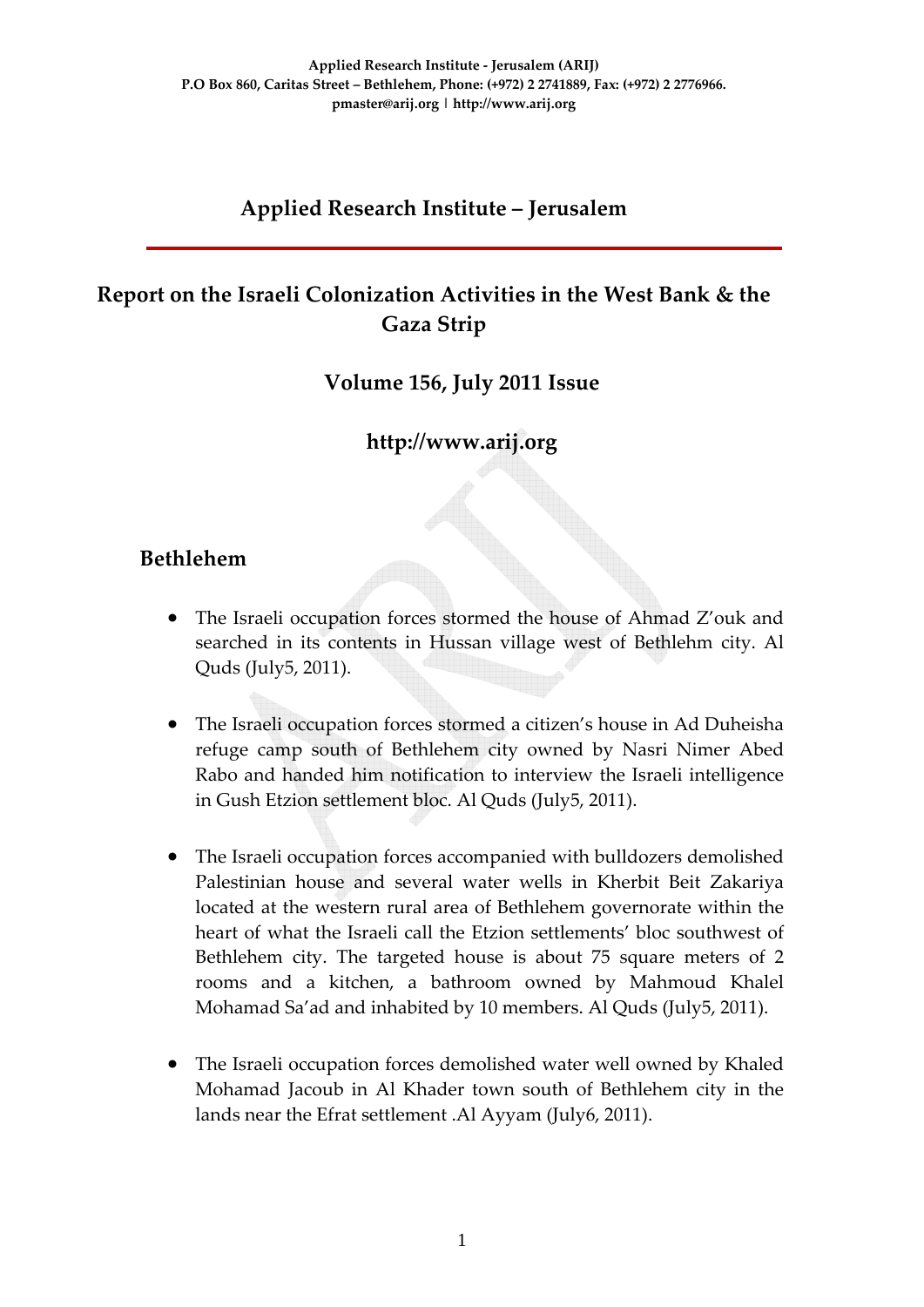Applied Research Institute - Jerusalem (ARIJ)
P.O Box 860, Caritas Street – Bethlehem, Phone: (+972) 2 2741889, Fax: (+972) 2 2776966.
pmaster@arij.org | http://www.arij.org

# Applied Research Institute – Jerusalem

## Report on the Israeli Colonization Activities in the West Bank & the Gaza Strip

### Volume 156, July 2011 Issue

### http://www.arij.org

## Bethlehem

- The Israeli occupation forces stormed the house of Ahmad Z'ouk and searched in its contents in Hussan village west of Bethlehm city. Al Quds (July5, 2011).

- The Israeli occupation forces stormed a citizen's house in Ad Duheisha refuge camp south of Bethlehem city owned by Nasri Nimer Abed Rabo and handed him notification to interview the Israeli intelligence in Gush Etzion settlement bloc. Al Quds (July5, 2011).

- The Israeli occupation forces accompanied with bulldozers demolished Palestinian house and several water wells in Kherbit Beit Zakariya located at the western rural area of Bethlehem governorate within the heart of what the Israeli call the Etzion settlements' bloc southwest of Bethlehem city. The targeted house is about 75 square meters of 2 rooms and a kitchen, a bathroom owned by Mahmoud Khalel Mohamad Sa'ad and inhabited by 10 members. Al Quds (July5, 2011).

- The Israeli occupation forces demolished water well owned by Khaled Mohamad Jacoub in Al Khader town south of Bethlehem city in the lands near the Efrat settlement .Al Ayyam (July6, 2011).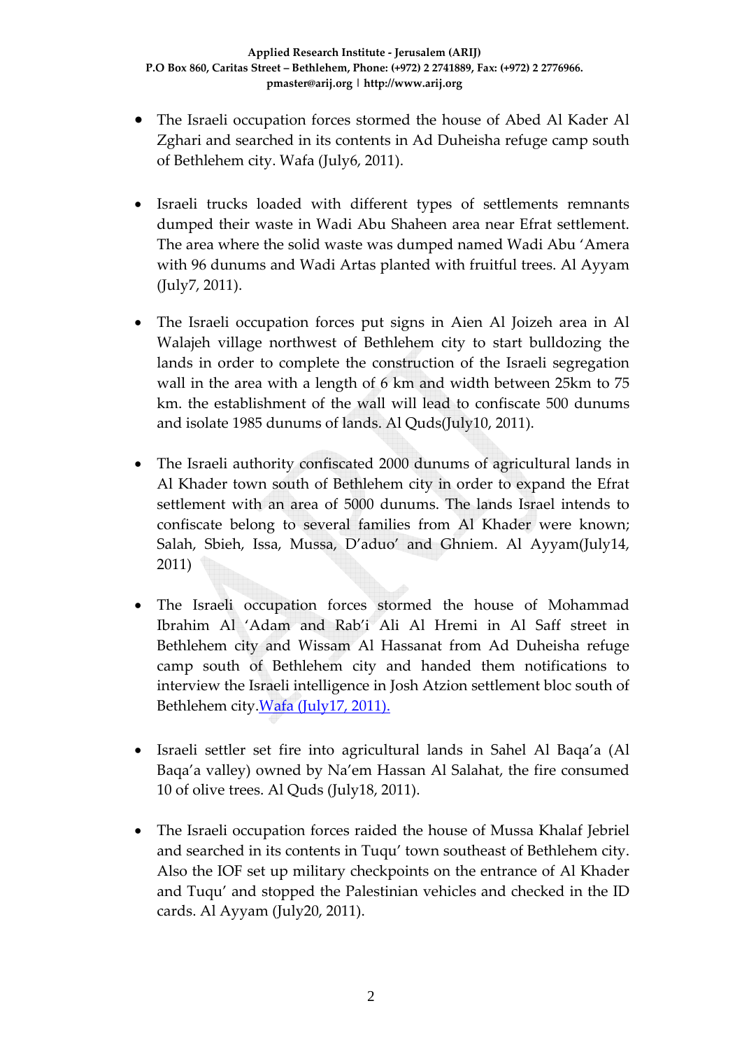- The Israeli occupation forces stormed the house of Abed Al Kader Al Zghari and searched in its contents in Ad Duheisha refuge camp south of Bethlehem city. Wafa (July6, 2011).

- Israeli trucks loaded with different types of settlements remnants dumped their waste in Wadi Abu Shaheen area near Efrat settlement. The area where the solid waste was dumped named Wadi Abu 'Amera with 96 dunums and Wadi Artas planted with fruitful trees. Al Ayyam (July7, 2011).

- The Israeli occupation forces put signs in Aien Al Joizeh area in Al Walajeh village northwest of Bethlehem city to start bulldozing the lands in order to complete the construction of the Israeli segregation wall in the area with a length of 6 km and width between 25km to 75 km. the establishment of the wall will lead to confiscate 500 dunums and isolate 1985 dunums of lands. Al Quds(July10, 2011).

- The Israeli authority confiscated 2000 dunums of agricultural lands in Al Khader town south of Bethlehem city in order to expand the Efrat settlement with an area of 5000 dunums. The lands Israel intends to confiscate belong to several families from Al Khader were known; Salah, Sbieh, Issa, Mussa, D'aduo' and Ghniem. Al Ayyam(July14, 2011)

- The Israeli occupation forces stormed the house of Mohammad Ibrahim Al 'Adam and Rab'i Ali Al Hremi in Al Saff street in Bethlehem city and Wissam Al Hassanat from Ad Duheisha refuge camp south of Bethlehem city and handed them notifications to interview the Israeli intelligence in Josh Atzion settlement bloc south of Bethlehem city.Wafa (July17, 2011).

- Israeli settler set fire into agricultural lands in Sahel Al Baqa'a (Al Baqa'a valley) owned by Na'em Hassan Al Salahat, the fire consumed 10 of olive trees. Al Quds (July18, 2011).

- The Israeli occupation forces raided the house of Mussa Khalaf Jebriel and searched in its contents in Tuqu' town southeast of Bethlehem city. Also the IOF set up military checkpoints on the entrance of Al Khader and Tuqu' and stopped the Palestinian vehicles and checked in the ID cards. Al Ayyam (July20, 2011).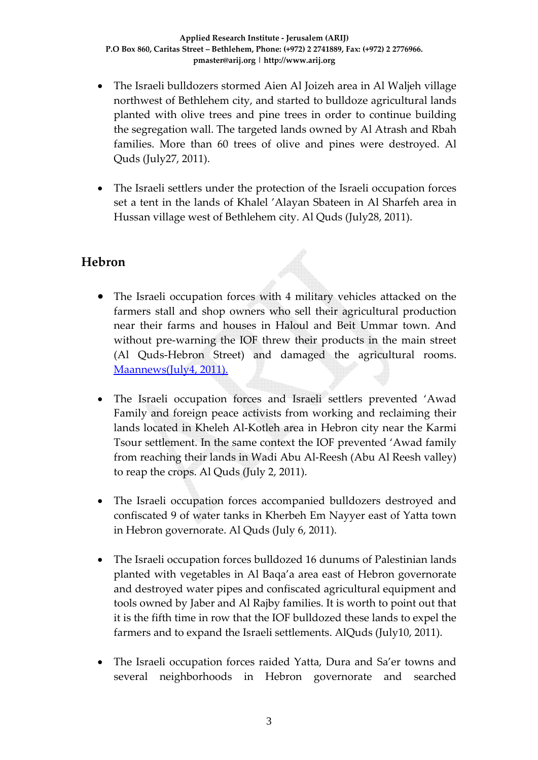- The Israeli bulldozers stormed Aien Al Joizeh area in Al Waljeh village northwest of Bethlehem city, and started to bulldoze agricultural lands planted with olive trees and pine trees in order to continue building the segregation wall. The targeted lands owned by Al Atrash and Rbah families. More than 60 trees of olive and pines were destroyed. Al Quds (July27, 2011).

- The Israeli settlers under the protection of the Israeli occupation forces set a tent in the lands of Khalel 'Alayan Sbateen in Al Sharfeh area in Hussan village west of Bethlehem city. Al Quds (July28, 2011).

## Hebron

- The Israeli occupation forces with 4 military vehicles attacked on the farmers stall and shop owners who sell their agricultural production near their farms and houses in Haloul and Beit Ummar town. And without pre-warning the IOF threw their products in the main street (Al Quds-Hebron Street) and damaged the agricultural rooms. Maannews(July4, 2011).

- The Israeli occupation forces and Israeli settlers prevented 'Awad Family and foreign peace activists from working and reclaiming their lands located in Kheleh Al-Kotleh area in Hebron city near the Karmi Tsour settlement. In the same context the IOF prevented 'Awad family from reaching their lands in Wadi Abu Al-Reesh (Abu Al Reesh valley) to reap the crops. Al Quds (July 2, 2011).

- The Israeli occupation forces accompanied bulldozers destroyed and confiscated 9 of water tanks in Kherbeh Em Nayyer east of Yatta town in Hebron governorate. Al Quds (July 6, 2011).

- The Israeli occupation forces bulldozed 16 dunums of Palestinian lands planted with vegetables in Al Baqa'a area east of Hebron governorate and destroyed water pipes and confiscated agricultural equipment and tools owned by Jaber and Al Rajby families. It is worth to point out that it is the fifth time in row that the IOF bulldozed these lands to expel the farmers and to expand the Israeli settlements. AlQuds (July10, 2011).

- The Israeli occupation forces raided Yatta, Dura and Sa'er towns and several neighborhoods in Hebron governorate and searched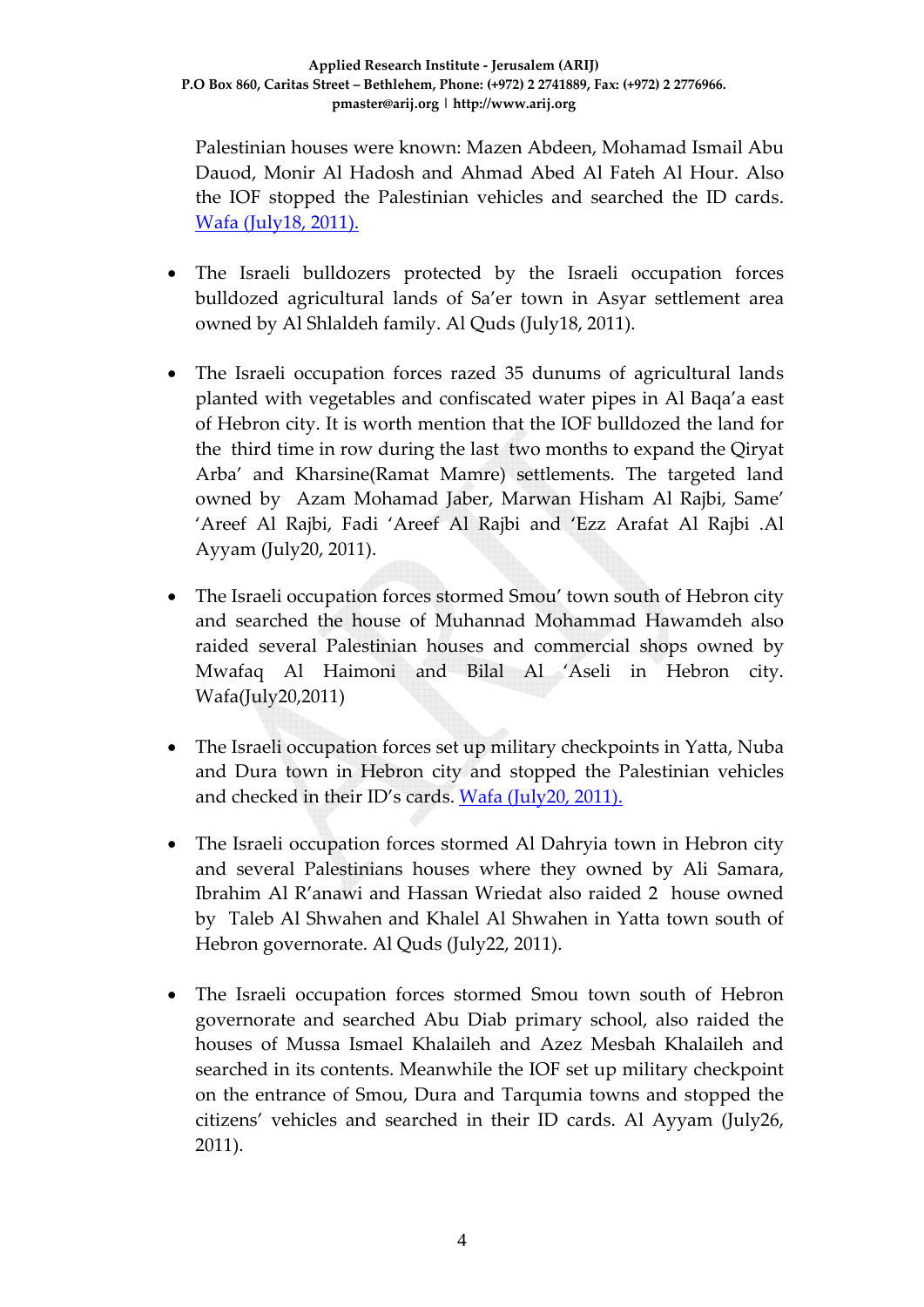Palestinian houses were known: Mazen Abdeen, Mohamad Ismail Abu Dauod, Monir Al Hadosh and Ahmad Abed Al Fateh Al Hour. Also the IOF stopped the Palestinian vehicles and searched the ID cards. Wafa (July18, 2011).

- The Israeli bulldozers protected by the Israeli occupation forces bulldozed agricultural lands of Sa'er town in Asyar settlement area owned by Al Shlaldeh family. Al Quds (July18, 2011).

- The Israeli occupation forces razed 35 dunums of agricultural lands planted with vegetables and confiscated water pipes in Al Baqa'a east of Hebron city. It is worth mention that the IOF bulldozed the land for the third time in row during the last two months to expand the Qiryat Arba' and Kharsine(Ramat Mamre) settlements. The targeted land owned by Azam Mohamad Jaber, Marwan Hisham Al Rajbi, Same' 'Areef Al Rajbi, Fadi 'Areef Al Rajbi and 'Ezz Arafat Al Rajbi .Al Ayyam (July20, 2011).

- The Israeli occupation forces stormed Smou' town south of Hebron city and searched the house of Muhannad Mohammad Hawamdeh also raided several Palestinian houses and commercial shops owned by Mwafaq Al Haimoni and Bilal Al 'Aseli in Hebron city. Wafa(July20,2011)

- The Israeli occupation forces set up military checkpoints in Yatta, Nuba and Dura town in Hebron city and stopped the Palestinian vehicles and checked in their ID's cards. Wafa (July20, 2011).

- The Israeli occupation forces stormed Al Dahryia town in Hebron city and several Palestinians houses where they owned by Ali Samara, Ibrahim Al R'anawi and Hassan Wriedat also raided 2 house owned by Taleb Al Shwahen and Khalel Al Shwahen in Yatta town south of Hebron governorate. Al Quds (July22, 2011).

- The Israeli occupation forces stormed Smou town south of Hebron governorate and searched Abu Diab primary school, also raided the houses of Mussa Ismael Khalaileh and Azez Mesbah Khalaileh and searched in its contents. Meanwhile the IOF set up military checkpoint on the entrance of Smou, Dura and Tarqumia towns and stopped the citizens' vehicles and searched in their ID cards. Al Ayyam (July26, 2011).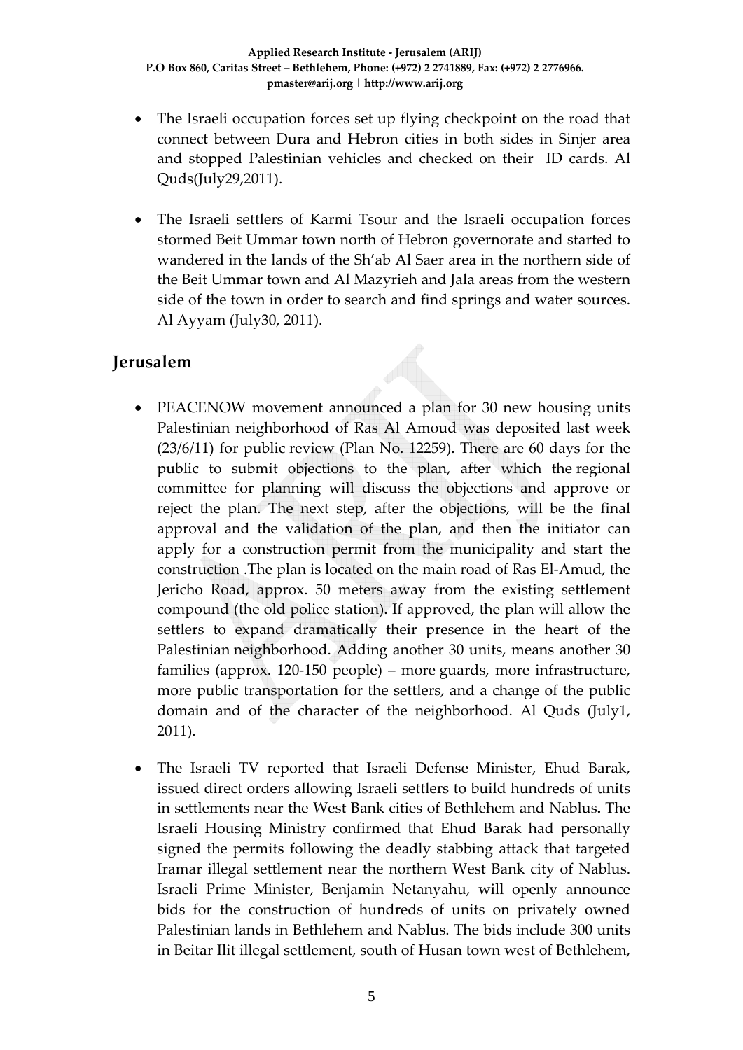- The Israeli occupation forces set up flying checkpoint on the road that connect between Dura and Hebron cities in both sides in Sinjer area and stopped Palestinian vehicles and checked on their ID cards. Al Quds(July29,2011).

- The Israeli settlers of Karmi Tsour and the Israeli occupation forces stormed Beit Ummar town north of Hebron governorate and started to wandered in the lands of the Sh'ab Al Saer area in the northern side of the Beit Ummar town and Al Mazyrieh and Jala areas from the western side of the town in order to search and find springs and water sources. Al Ayyam (July30, 2011).

## Jerusalem

- PEACENOW movement announced a plan for 30 new housing units Palestinian neighborhood of Ras Al Amoud was deposited last week (23/6/11) for public review (Plan No. 12259). There are 60 days for the public to submit objections to the plan, after which the regional committee for planning will discuss the objections and approve or reject the plan. The next step, after the objections, will be the final approval and the validation of the plan, and then the initiator can apply for a construction permit from the municipality and start the construction .The plan is located on the main road of Ras El-Amud, the Jericho Road, approx. 50 meters away from the existing settlement compound (the old police station). If approved, the plan will allow the settlers to expand dramatically their presence in the heart of the Palestinian neighborhood. Adding another 30 units, means another 30 families (approx. 120-150 people) – more guards, more infrastructure, more public transportation for the settlers, and a change of the public domain and of the character of the neighborhood. Al Quds (July1, 2011).

- The Israeli TV reported that Israeli Defense Minister, Ehud Barak, issued direct orders allowing Israeli settlers to build hundreds of units in settlements near the West Bank cities of Bethlehem and Nablus**.** The Israeli Housing Ministry confirmed that Ehud Barak had personally signed the permits following the deadly stabbing attack that targeted Iramar illegal settlement near the northern West Bank city of Nablus. Israeli Prime Minister, Benjamin Netanyahu, will openly announce bids for the construction of hundreds of units on privately owned Palestinian lands in Bethlehem and Nablus. The bids include 300 units in Beitar Ilit illegal settlement, south of Husan town west of Bethlehem,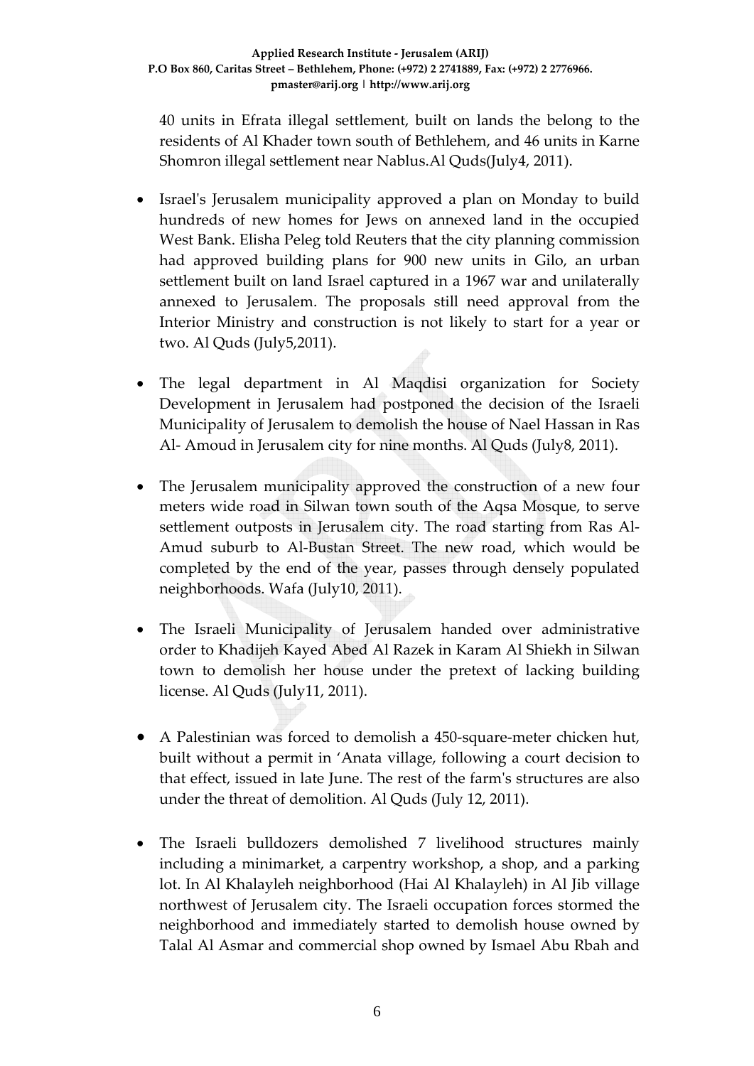40 units in Efrata illegal settlement, built on lands the belong to the residents of Al Khader town south of Bethlehem, and 46 units in Karne Shomron illegal settlement near Nablus.Al Quds(July4, 2011).

- Israel's Jerusalem municipality approved a plan on Monday to build hundreds of new homes for Jews on annexed land in the occupied West Bank. Elisha Peleg told Reuters that the city planning commission had approved building plans for 900 new units in Gilo, an urban settlement built on land Israel captured in a 1967 war and unilaterally annexed to Jerusalem. The proposals still need approval from the Interior Ministry and construction is not likely to start for a year or two. Al Quds (July5,2011).

- The legal department in Al Maqdisi organization for Society Development in Jerusalem had postponed the decision of the Israeli Municipality of Jerusalem to demolish the house of Nael Hassan in Ras Al- Amoud in Jerusalem city for nine months. Al Quds (July8, 2011).

- The Jerusalem municipality approved the construction of a new four meters wide road in Silwan town south of the Aqsa Mosque, to serve settlement outposts in Jerusalem city. The road starting from Ras Al-Amud suburb to Al-Bustan Street. The new road, which would be completed by the end of the year, passes through densely populated neighborhoods. Wafa (July10, 2011).

- The Israeli Municipality of Jerusalem handed over administrative order to Khadijeh Kayed Abed Al Razek in Karam Al Shiekh in Silwan town to demolish her house under the pretext of lacking building license. Al Quds (July11, 2011).

- A Palestinian was forced to demolish a 450-square-meter chicken hut, built without a permit in ʻAnata village, following a court decision to that effect, issued in late June. The rest of the farm's structures are also under the threat of demolition. Al Quds (July 12, 2011).

- The Israeli bulldozers demolished 7 livelihood structures mainly including a minimarket, a carpentry workshop, a shop, and a parking lot. In Al Khalayleh neighborhood (Hai Al Khalayleh) in Al Jib village northwest of Jerusalem city. The Israeli occupation forces stormed the neighborhood and immediately started to demolish house owned by Talal Al Asmar and commercial shop owned by Ismael Abu Rbah and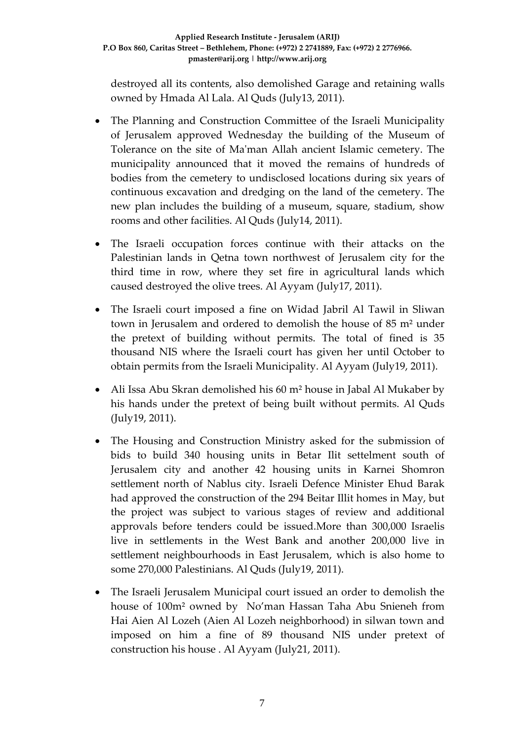destroyed all its contents, also demolished Garage and retaining walls owned by Hmada Al Lala. Al Quds (July13, 2011).

- The Planning and Construction Committee of the Israeli Municipality of Jerusalem approved Wednesday the building of the Museum of Tolerance on the site of Ma'man Allah ancient Islamic cemetery. The municipality announced that it moved the remains of hundreds of bodies from the cemetery to undisclosed locations during six years of continuous excavation and dredging on the land of the cemetery. The new plan includes the building of a museum, square, stadium, show rooms and other facilities. Al Quds (July14, 2011).
- The Israeli occupation forces continue with their attacks on the Palestinian lands in Qetna town northwest of Jerusalem city for the third time in row, where they set fire in agricultural lands which caused destroyed the olive trees. Al Ayyam (July17, 2011).
- The Israeli court imposed a fine on Widad Jabril Al Tawil in Sliwan town in Jerusalem and ordered to demolish the house of 85 m² under the pretext of building without permits. The total of fined is 35 thousand NIS where the Israeli court has given her until October to obtain permits from the Israeli Municipality. Al Ayyam (July19, 2011).
- Ali Issa Abu Skran demolished his 60 m² house in Jabal Al Mukaber by his hands under the pretext of being built without permits. Al Quds (July19, 2011).
- The Housing and Construction Ministry asked for the submission of bids to build 340 housing units in Betar Ilit settelment south of Jerusalem city and another 42 housing units in Karnei Shomron settlement north of Nablus city. Israeli Defence Minister Ehud Barak had approved the construction of the 294 Beitar Illit homes in May, but the project was subject to various stages of review and additional approvals before tenders could be issued.More than 300,000 Israelis live in settlements in the West Bank and another 200,000 live in settlement neighbourhoods in East Jerusalem, which is also home to some 270,000 Palestinians. Al Quds (July19, 2011).
- The Israeli Jerusalem Municipal court issued an order to demolish the house of 100m² owned by No'man Hassan Taha Abu Snieneh from Hai Aien Al Lozeh (Aien Al Lozeh neighborhood) in silwan town and imposed on him a fine of 89 thousand NIS under pretext of construction his house . Al Ayyam (July21, 2011).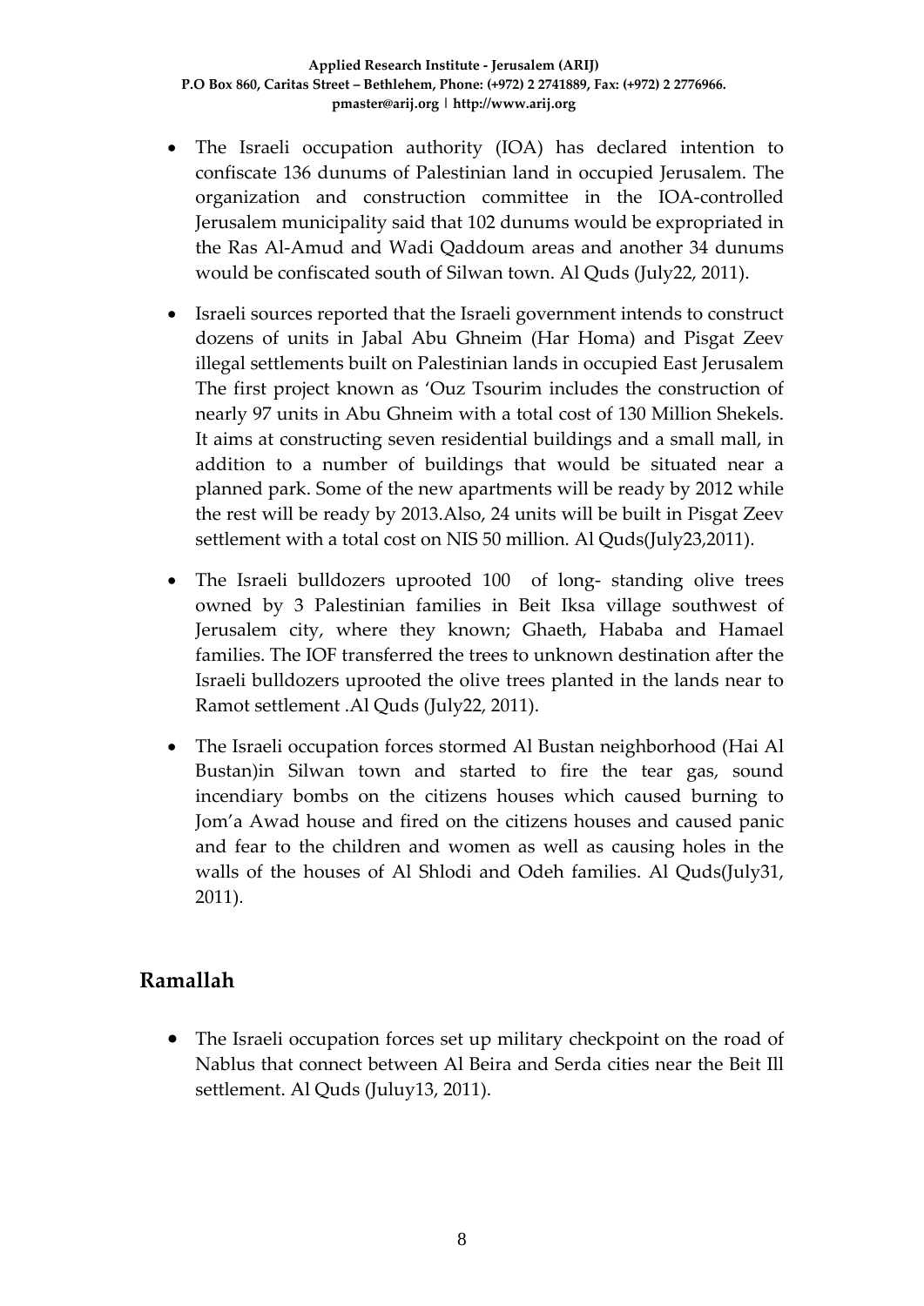- The Israeli occupation authority (IOA) has declared intention to confiscate 136 dunums of Palestinian land in occupied Jerusalem. The organization and construction committee in the IOA-controlled Jerusalem municipality said that 102 dunums would be expropriated in the Ras Al-Amud and Wadi Qaddoum areas and another 34 dunums would be confiscated south of Silwan town. Al Quds (July22, 2011).

- Israeli sources reported that the Israeli government intends to construct dozens of units in Jabal Abu Ghneim (Har Homa) and Pisgat Zeev illegal settlements built on Palestinian lands in occupied East Jerusalem The first project known as 'Ouz Tsourim includes the construction of nearly 97 units in Abu Ghneim with a total cost of 130 Million Shekels. It aims at constructing seven residential buildings and a small mall, in addition to a number of buildings that would be situated near a planned park. Some of the new apartments will be ready by 2012 while the rest will be ready by 2013.Also, 24 units will be built in Pisgat Zeev settlement with a total cost on NIS 50 million. Al Quds(July23,2011).

- The Israeli bulldozers uprooted 100 of long- standing olive trees owned by 3 Palestinian families in Beit Iksa village southwest of Jerusalem city, where they known; Ghaeth, Hababa and Hamael families. The IOF transferred the trees to unknown destination after the Israeli bulldozers uprooted the olive trees planted in the lands near to Ramot settlement .Al Quds (July22, 2011).

- The Israeli occupation forces stormed Al Bustan neighborhood (Hai Al Bustan)in Silwan town and started to fire the tear gas, sound incendiary bombs on the citizens houses which caused burning to Jom'a Awad house and fired on the citizens houses and caused panic and fear to the children and women as well as causing holes in the walls of the houses of Al Shlodi and Odeh families. Al Quds(July31, 2011).

## Ramallah

- The Israeli occupation forces set up military checkpoint on the road of Nablus that connect between Al Beira and Serda cities near the Beit Ill settlement. Al Quds (Juluy13, 2011).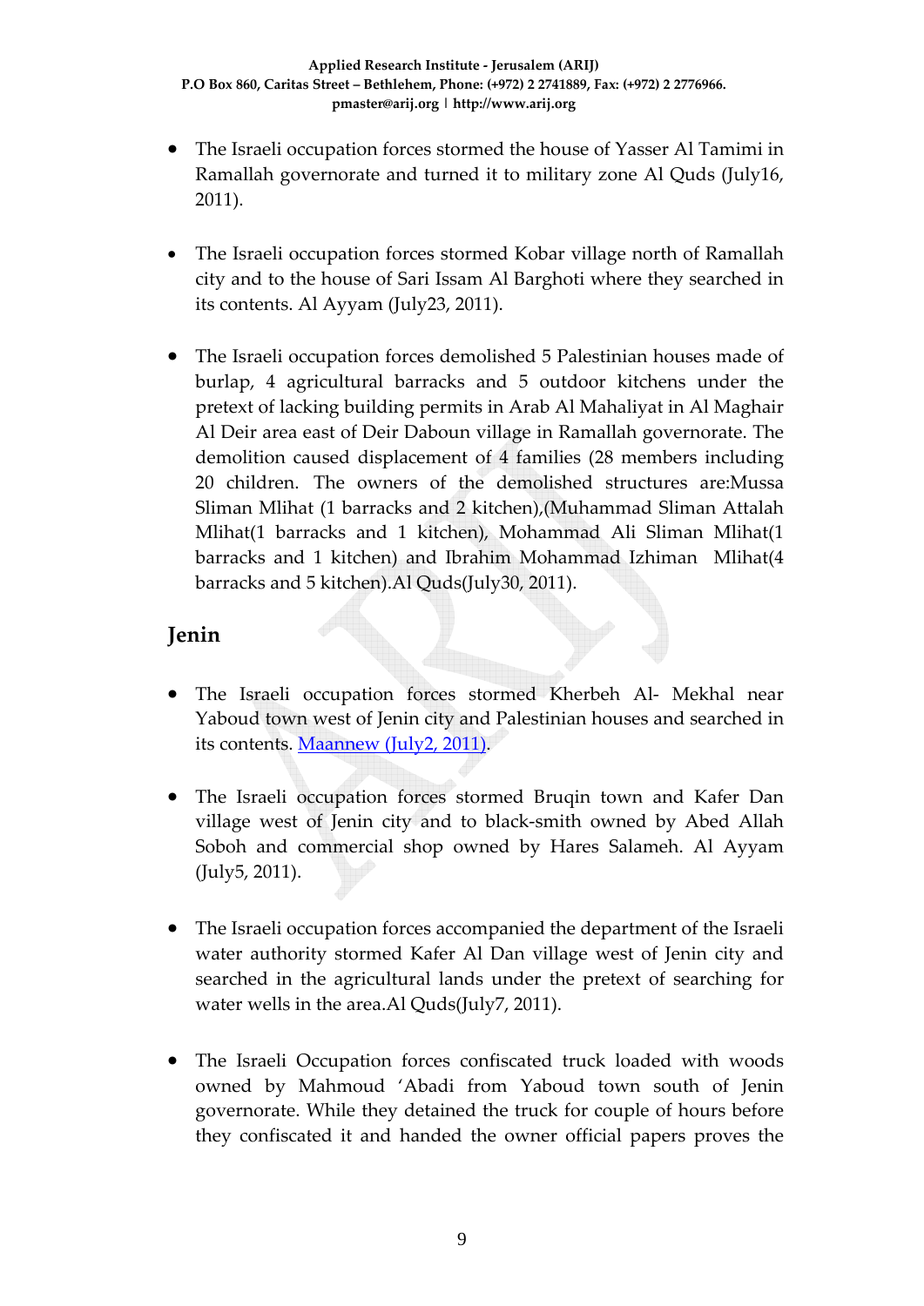- The Israeli occupation forces stormed the house of Yasser Al Tamimi in Ramallah governorate and turned it to military zone Al Quds (July16, 2011).

- The Israeli occupation forces stormed Kobar village north of Ramallah city and to the house of Sari Issam Al Barghoti where they searched in its contents. Al Ayyam (July23, 2011).

- The Israeli occupation forces demolished 5 Palestinian houses made of burlap, 4 agricultural barracks and 5 outdoor kitchens under the pretext of lacking building permits in Arab Al Mahaliyat in Al Maghair Al Deir area east of Deir Daboun village in Ramallah governorate. The demolition caused displacement of 4 families (28 members including 20 children. The owners of the demolished structures are:Mussa Sliman Mlihat (1 barracks and 2 kitchen),(Muhammad Sliman Attalah Mlihat(1 barracks and 1 kitchen), Mohammad Ali Sliman Mlihat(1 barracks and 1 kitchen) and Ibrahim Mohammad Izhiman Mlihat(4 barracks and 5 kitchen).Al Quds(July30, 2011).

## Jenin

- The Israeli occupation forces stormed Kherbeh Al- Mekhal near Yaboud town west of Jenin city and Palestinian houses and searched in its contents. Maannew (July2, 2011).

- The Israeli occupation forces stormed Bruqin town and Kafer Dan village west of Jenin city and to black-smith owned by Abed Allah Soboh and commercial shop owned by Hares Salameh. Al Ayyam (July5, 2011).

- The Israeli occupation forces accompanied the department of the Israeli water authority stormed Kafer Al Dan village west of Jenin city and searched in the agricultural lands under the pretext of searching for water wells in the area.Al Quds(July7, 2011).

- The Israeli Occupation forces confiscated truck loaded with woods owned by Mahmoud 'Abadi from Yaboud town south of Jenin governorate. While they detained the truck for couple of hours before they confiscated it and handed the owner official papers proves the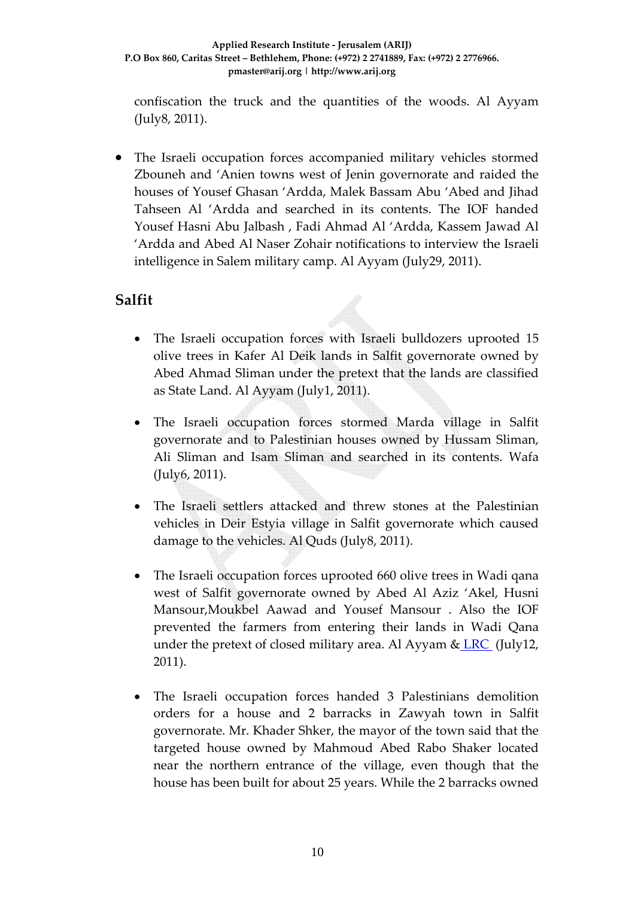confiscation the truck and the quantities of the woods. Al Ayyam (July8, 2011).

- The Israeli occupation forces accompanied military vehicles stormed Zbouneh and 'Anien towns west of Jenin governorate and raided the houses of Yousef Ghasan 'Ardda, Malek Bassam Abu 'Abed and Jihad Tahseen Al 'Ardda and searched in its contents. The IOF handed Yousef Hasni Abu Jalbash , Fadi Ahmad Al 'Ardda, Kassem Jawad Al 'Ardda and Abed Al Naser Zohair notifications to interview the Israeli intelligence in Salem military camp. Al Ayyam (July29, 2011).

## Salfit

- The Israeli occupation forces with Israeli bulldozers uprooted 15 olive trees in Kafer Al Deik lands in Salfit governorate owned by Abed Ahmad Sliman under the pretext that the lands are classified as State Land. Al Ayyam (July1, 2011).

- The Israeli occupation forces stormed Marda village in Salfit governorate and to Palestinian houses owned by Hussam Sliman, Ali Sliman and Isam Sliman and searched in its contents. Wafa (July6, 2011).

- The Israeli settlers attacked and threw stones at the Palestinian vehicles in Deir Estyia village in Salfit governorate which caused damage to the vehicles. Al Quds (July8, 2011).

- The Israeli occupation forces uprooted 660 olive trees in Wadi qana west of Salfit governorate owned by Abed Al Aziz 'Akel, Husni Mansour,Moukbel Aawad and Yousef Mansour . Also the IOF prevented the farmers from entering their lands in Wadi Qana under the pretext of closed military area. Al Ayyam & LRC (July12, 2011).

- The Israeli occupation forces handed 3 Palestinians demolition orders for a house and 2 barracks in Zawyah town in Salfit governorate. Mr. Khader Shker, the mayor of the town said that the targeted house owned by Mahmoud Abed Rabo Shaker located near the northern entrance of the village, even though that the house has been built for about 25 years. While the 2 barracks owned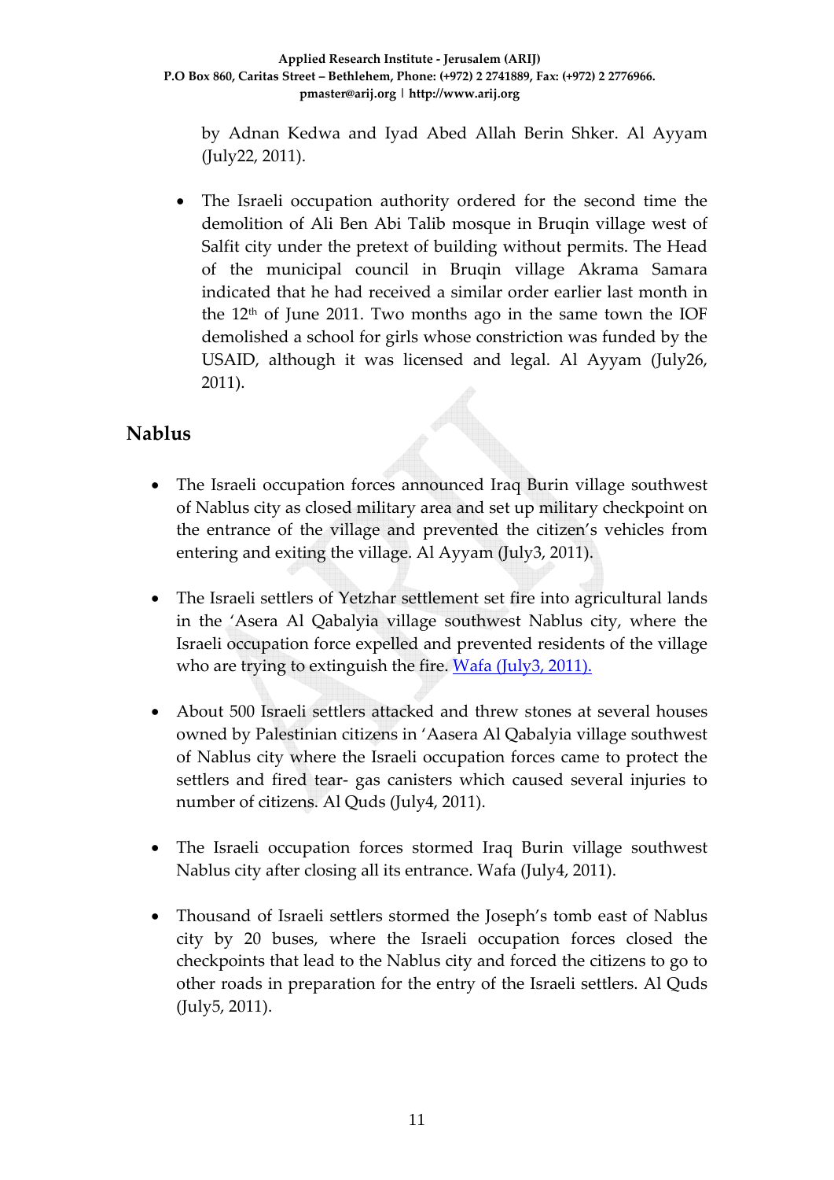by Adnan Kedwa and Iyad Abed Allah Berin Shker. Al Ayyam (July22, 2011).

- The Israeli occupation authority ordered for the second time the demolition of Ali Ben Abi Talib mosque in Bruqin village west of Salfit city under the pretext of building without permits. The Head of the municipal council in Bruqin village Akrama Samara indicated that he had received a similar order earlier last month in the 12th of June 2011. Two months ago in the same town the IOF demolished a school for girls whose constriction was funded by the USAID, although it was licensed and legal. Al Ayyam (July26, 2011).

## Nablus

- The Israeli occupation forces announced Iraq Burin village southwest of Nablus city as closed military area and set up military checkpoint on the entrance of the village and prevented the citizen's vehicles from entering and exiting the village. Al Ayyam (July3, 2011).

- The Israeli settlers of Yetzhar settlement set fire into agricultural lands in the 'Asera Al Qabalyia village southwest Nablus city, where the Israeli occupation force expelled and prevented residents of the village who are trying to extinguish the fire. Wafa (July3, 2011).

- About 500 Israeli settlers attacked and threw stones at several houses owned by Palestinian citizens in 'Aasera Al Qabalyia village southwest of Nablus city where the Israeli occupation forces came to protect the settlers and fired tear- gas canisters which caused several injuries to number of citizens. Al Quds (July4, 2011).

- The Israeli occupation forces stormed Iraq Burin village southwest Nablus city after closing all its entrance. Wafa (July4, 2011).

- Thousand of Israeli settlers stormed the Joseph's tomb east of Nablus city by 20 buses, where the Israeli occupation forces closed the checkpoints that lead to the Nablus city and forced the citizens to go to other roads in preparation for the entry of the Israeli settlers. Al Quds (July5, 2011).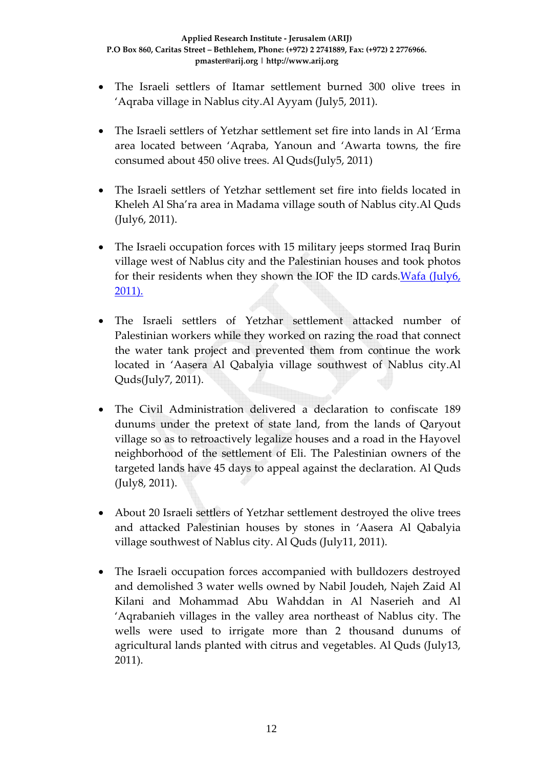- The Israeli settlers of Itamar settlement burned 300 olive trees in 'Aqraba village in Nablus city.Al Ayyam (July5, 2011).

- The Israeli settlers of Yetzhar settlement set fire into lands in Al 'Erma area located between 'Aqraba, Yanoun and 'Awarta towns, the fire consumed about 450 olive trees. Al Quds(July5, 2011)

- The Israeli settlers of Yetzhar settlement set fire into fields located in Kheleh Al Sha'ra area in Madama village south of Nablus city.Al Quds (July6, 2011).

- The Israeli occupation forces with 15 military jeeps stormed Iraq Burin village west of Nablus city and the Palestinian houses and took photos for their residents when they shown the IOF the ID cards.Wafa (July6, 2011).

- The Israeli settlers of Yetzhar settlement attacked number of Palestinian workers while they worked on razing the road that connect the water tank project and prevented them from continue the work located in 'Aasera Al Qabalyia village southwest of Nablus city.Al Quds(July7, 2011).

- The Civil Administration delivered a declaration to confiscate 189 dunums under the pretext of state land, from the lands of Qaryout village so as to retroactively legalize houses and a road in the Hayovel neighborhood of the settlement of Eli. The Palestinian owners of the targeted lands have 45 days to appeal against the declaration. Al Quds (July8, 2011).

- About 20 Israeli settlers of Yetzhar settlement destroyed the olive trees and attacked Palestinian houses by stones in 'Aasera Al Qabalyia village southwest of Nablus city. Al Quds (July11, 2011).

- The Israeli occupation forces accompanied with bulldozers destroyed and demolished 3 water wells owned by Nabil Joudeh, Najeh Zaid Al Kilani and Mohammad Abu Wahddan in Al Naserieh and Al 'Aqrabanieh villages in the valley area northeast of Nablus city. The wells were used to irrigate more than 2 thousand dunums of agricultural lands planted with citrus and vegetables. Al Quds (July13, 2011).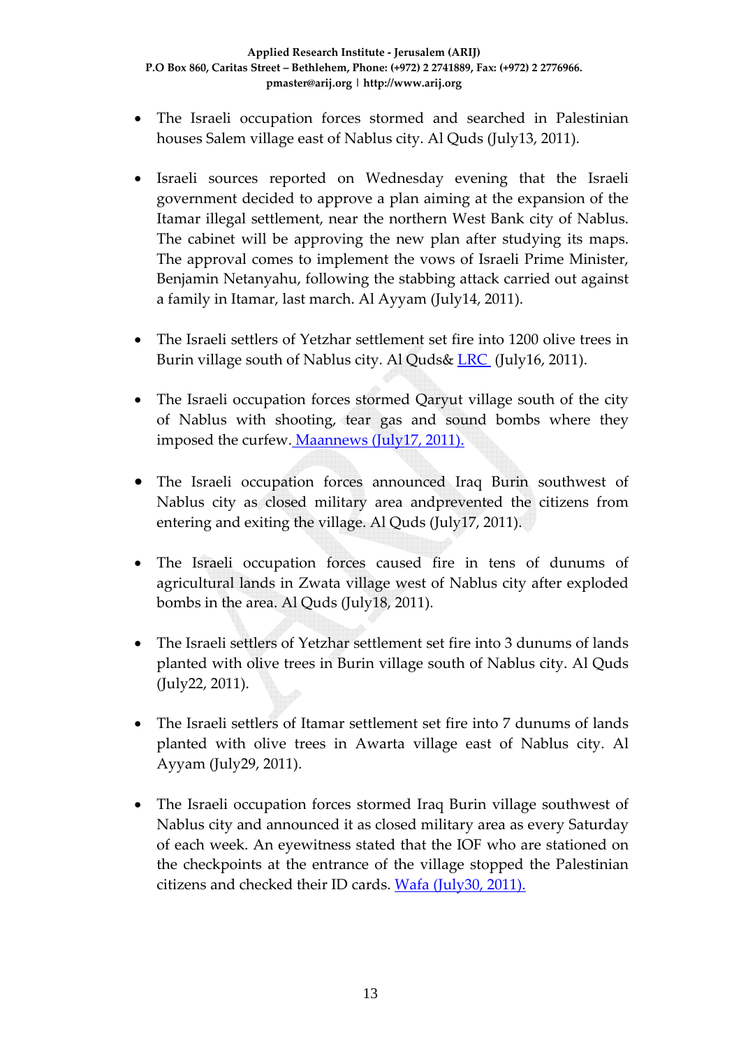- The Israeli occupation forces stormed and searched in Palestinian houses Salem village east of Nablus city. Al Quds (July13, 2011).

- Israeli sources reported on Wednesday evening that the Israeli government decided to approve a plan aiming at the expansion of the Itamar illegal settlement, near the northern West Bank city of Nablus. The cabinet will be approving the new plan after studying its maps. The approval comes to implement the vows of Israeli Prime Minister, Benjamin Netanyahu, following the stabbing attack carried out against a family in Itamar, last march. Al Ayyam (July14, 2011).

- The Israeli settlers of Yetzhar settlement set fire into 1200 olive trees in Burin village south of Nablus city. Al Quds& LRC (July16, 2011).

- The Israeli occupation forces stormed Qaryut village south of the city of Nablus with shooting, tear gas and sound bombs where they imposed the curfew. Maannews (July17, 2011).

- The Israeli occupation forces announced Iraq Burin southwest of Nablus city as closed military area andprevented the citizens from entering and exiting the village. Al Quds (July17, 2011).

- The Israeli occupation forces caused fire in tens of dunums of agricultural lands in Zwata village west of Nablus city after exploded bombs in the area. Al Quds (July18, 2011).

- The Israeli settlers of Yetzhar settlement set fire into 3 dunums of lands planted with olive trees in Burin village south of Nablus city. Al Quds (July22, 2011).

- The Israeli settlers of Itamar settlement set fire into 7 dunums of lands planted with olive trees in Awarta village east of Nablus city. Al Ayyam (July29, 2011).

- The Israeli occupation forces stormed Iraq Burin village southwest of Nablus city and announced it as closed military area as every Saturday of each week. An eyewitness stated that the IOF who are stationed on the checkpoints at the entrance of the village stopped the Palestinian citizens and checked their ID cards. Wafa (July30, 2011).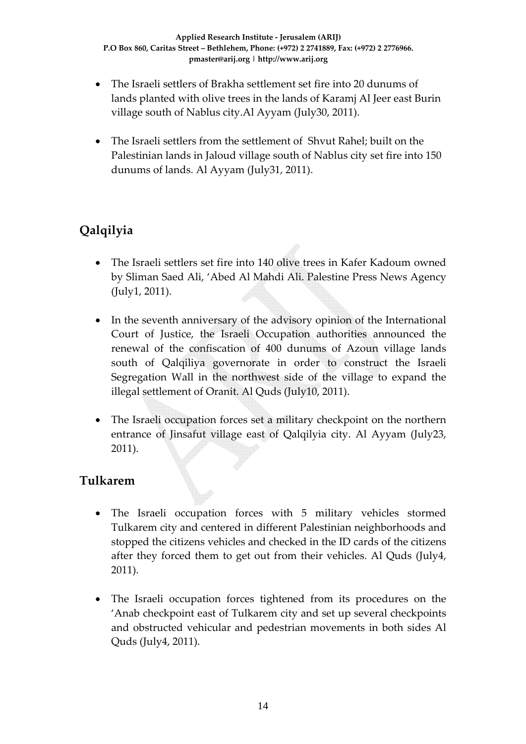- The Israeli settlers of Brakha settlement set fire into 20 dunums of lands planted with olive trees in the lands of Karamj Al Jeer east Burin village south of Nablus city.Al Ayyam (July30, 2011).

- The Israeli settlers from the settlement of Shvut Rahel; built on the Palestinian lands in Jaloud village south of Nablus city set fire into 150 dunums of lands. Al Ayyam (July31, 2011).

## Qalqilyia

- The Israeli settlers set fire into 140 olive trees in Kafer Kadoum owned by Sliman Saed Ali, 'Abed Al Mahdi Ali. Palestine Press News Agency (July1, 2011).

- In the seventh anniversary of the advisory opinion of the International Court of Justice, the Israeli Occupation authorities announced the renewal of the confiscation of 400 dunums of Azoun village lands south of Qalqiliya governorate in order to construct the Israeli Segregation Wall in the northwest side of the village to expand the illegal settlement of Oranit. Al Quds (July10, 2011).

- The Israeli occupation forces set a military checkpoint on the northern entrance of Jinsafut village east of Qalqilyia city. Al Ayyam (July23, 2011).

## Tulkarem

- The Israeli occupation forces with 5 military vehicles stormed Tulkarem city and centered in different Palestinian neighborhoods and stopped the citizens vehicles and checked in the ID cards of the citizens after they forced them to get out from their vehicles. Al Quds (July4, 2011).

- The Israeli occupation forces tightened from its procedures on the 'Anab checkpoint east of Tulkarem city and set up several checkpoints and obstructed vehicular and pedestrian movements in both sides Al Quds (July4, 2011).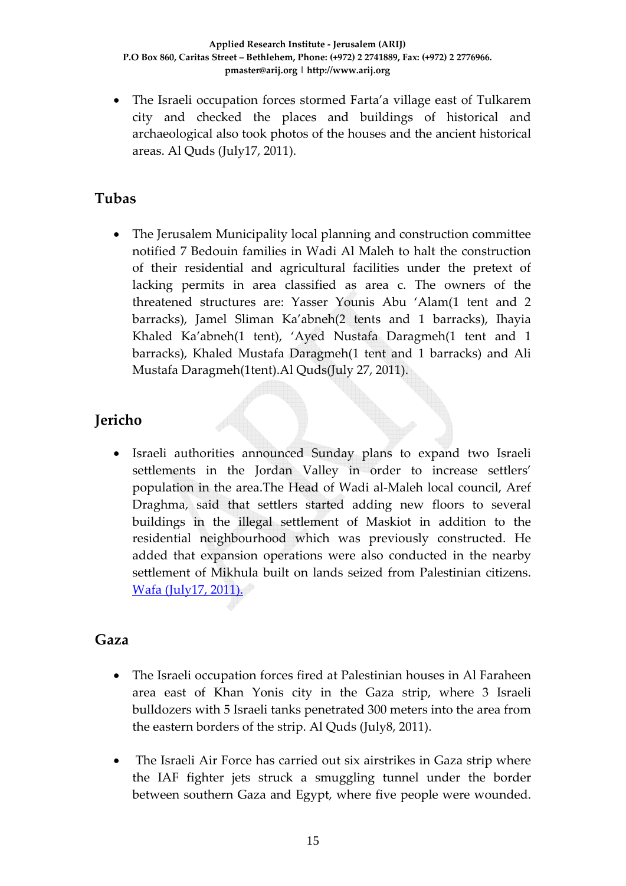- The Israeli occupation forces stormed Farta'a village east of Tulkarem city and checked the places and buildings of historical and archaeological also took photos of the houses and the ancient historical areas. Al Quds (July17, 2011).

## Tubas

- The Jerusalem Municipality local planning and construction committee notified 7 Bedouin families in Wadi Al Maleh to halt the construction of their residential and agricultural facilities under the pretext of lacking permits in area classified as area c. The owners of the threatened structures are: Yasser Younis Abu 'Alam(1 tent and 2 barracks), Jamel Sliman Ka'abneh(2 tents and 1 barracks), Ihayia Khaled Ka'abneh(1 tent), 'Ayed Nustafa Daragmeh(1 tent and 1 barracks), Khaled Mustafa Daragmeh(1 tent and 1 barracks) and Ali Mustafa Daragmeh(1tent).Al Quds(July 27, 2011).

## Jericho

- Israeli authorities announced Sunday plans to expand two Israeli settlements in the Jordan Valley in order to increase settlers' population in the area.The Head of Wadi al-Maleh local council, Aref Draghma, said that settlers started adding new floors to several buildings in the illegal settlement of Maskiot in addition to the residential neighbourhood which was previously constructed. He added that expansion operations were also conducted in the nearby settlement of Mikhula built on lands seized from Palestinian citizens. Wafa (July17, 2011).

## Gaza

- The Israeli occupation forces fired at Palestinian houses in Al Faraheen area east of Khan Yonis city in the Gaza strip, where 3 Israeli bulldozers with 5 Israeli tanks penetrated 300 meters into the area from the eastern borders of the strip. Al Quds (July8, 2011).

- The Israeli Air Force has carried out six airstrikes in Gaza strip where the IAF fighter jets struck a smuggling tunnel under the border between southern Gaza and Egypt, where five people were wounded.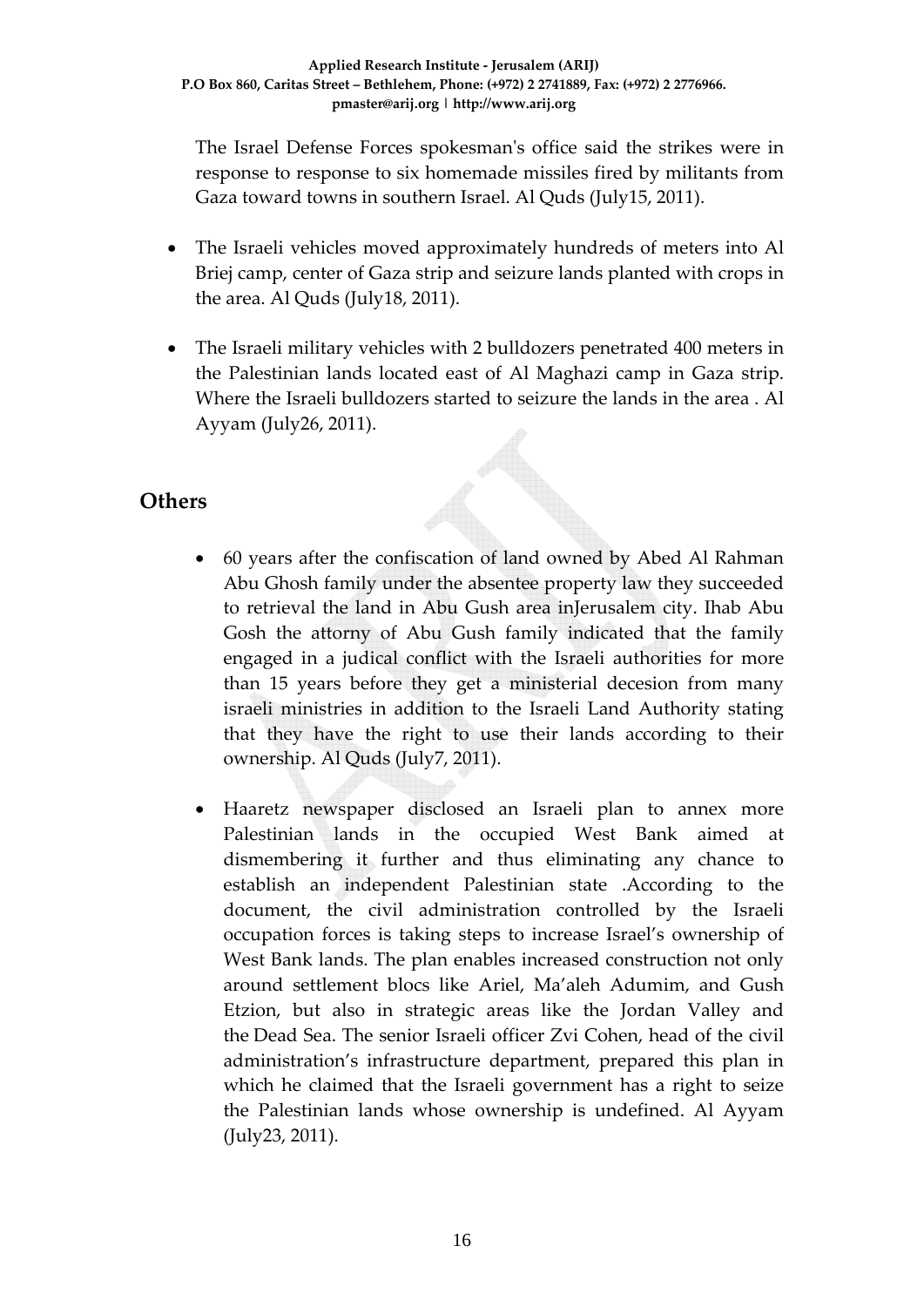The Israel Defense Forces spokesman's office said the strikes were in response to response to six homemade missiles fired by militants from Gaza toward towns in southern Israel. Al Quds (July15, 2011).

- The Israeli vehicles moved approximately hundreds of meters into Al Briej camp, center of Gaza strip and seizure lands planted with crops in the area. Al Quds (July18, 2011).
- The Israeli military vehicles with 2 bulldozers penetrated 400 meters in the Palestinian lands located east of Al Maghazi camp in Gaza strip. Where the Israeli bulldozers started to seizure the lands in the area . Al Ayyam (July26, 2011).

## Others

- 60 years after the confiscation of land owned by Abed Al Rahman Abu Ghosh family under the absentee property law they succeeded to retrieval the land in Abu Gush area inJerusalem city. Ihab Abu Gosh the attorny of Abu Gush family indicated that the family engaged in a judical conflict with the Israeli authorities for more than 15 years before they get a ministerial decesion from many israeli ministries in addition to the Israeli Land Authority stating that they have the right to use their lands according to their ownership. Al Quds (July7, 2011).
- Haaretz newspaper disclosed an Israeli plan to annex more Palestinian lands in the occupied West Bank aimed at dismembering it further and thus eliminating any chance to establish an independent Palestinian state .According to the document, the civil administration controlled by the Israeli occupation forces is taking steps to increase Israel's ownership of West Bank lands. The plan enables increased construction not only around settlement blocs like Ariel, Ma'aleh Adumim, and Gush Etzion, but also in strategic areas like the Jordan Valley and the Dead Sea. The senior Israeli officer Zvi Cohen, head of the civil administration's infrastructure department, prepared this plan in which he claimed that the Israeli government has a right to seize the Palestinian lands whose ownership is undefined. Al Ayyam (July23, 2011).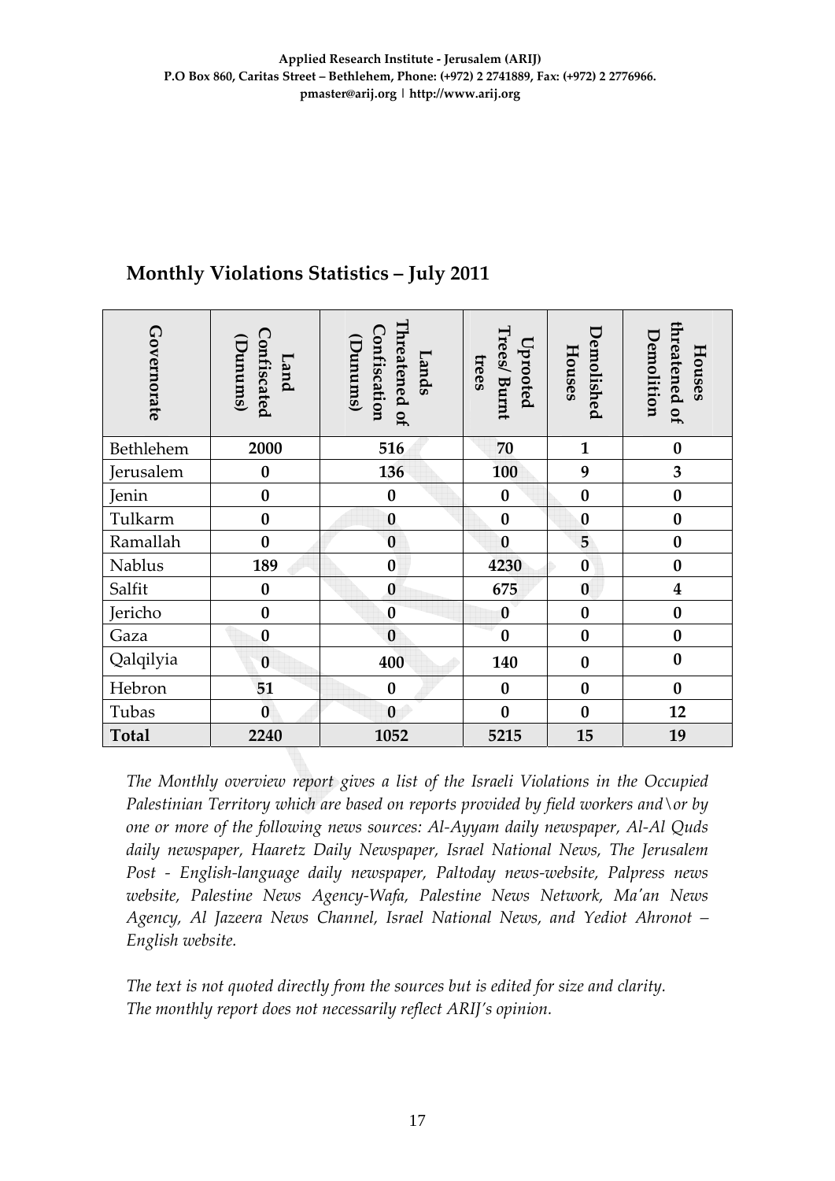Applied Research Institute - Jerusalem (ARIJ)
P.O Box 860, Caritas Street – Bethlehem, Phone: (+972) 2 2741889, Fax: (+972) 2 2776966.
pmaster@arij.org | http://www.arij.org

## Monthly Violations Statistics – July 2011

| Governorate | Land Confiscated (Dunums) | Lands Threatened of Confiscation (Dunums) | Uprooted Trees/ Burnt trees | Demolished Houses | Houses threatened of Demolition |
|---|---|---|---|---|---|
| Bethlehem | **2000** | **516** | **70** | **1** | **0** |
| Jerusalem | **0** | **136** | **100** | **9** | **3** |
| Jenin | **0** | **0** | **0** | **0** | **0** |
| Tulkarm | **0** | **0** | **0** | **0** | **0** |
| Ramallah | **0** | **0** | **0** | **5** | **0** |
| Nablus | **189** | **0** | **4230** | **0** | **0** |
| Salfit | **0** | **0** | **675** | **0** | **4** |
| Jericho | **0** | **0** | **0** | **0** | **0** |
| Gaza | **0** | **0** | **0** | **0** | **0** |
| Qalqilyia | **0** | **400** | **140** | **0** | **0** |
| Hebron | **51** | **0** | **0** | **0** | **0** |
| Tubas | **0** | **0** | **0** | **0** | **12** |
| **Total** | **2240** | **1052** | **5215** | **15** | **19** |

*The Monthly overview report gives a list of the Israeli Violations in the Occupied Palestinian Territory which are based on reports provided by field workers and\or by one or more of the following news sources: Al-Ayyam daily newspaper, Al-Al Quds daily newspaper, Haaretz Daily Newspaper, Israel National News, The Jerusalem Post - English-language daily newspaper, Paltoday news-website, Palpress news website, Palestine News Agency-Wafa, Palestine News Network, Ma'an News Agency, Al Jazeera News Channel, Israel National News, and Yediot Ahronot – English website.*

*The text is not quoted directly from the sources but is edited for size and clarity.*
*The monthly report does not necessarily reflect ARIJ's opinion.*